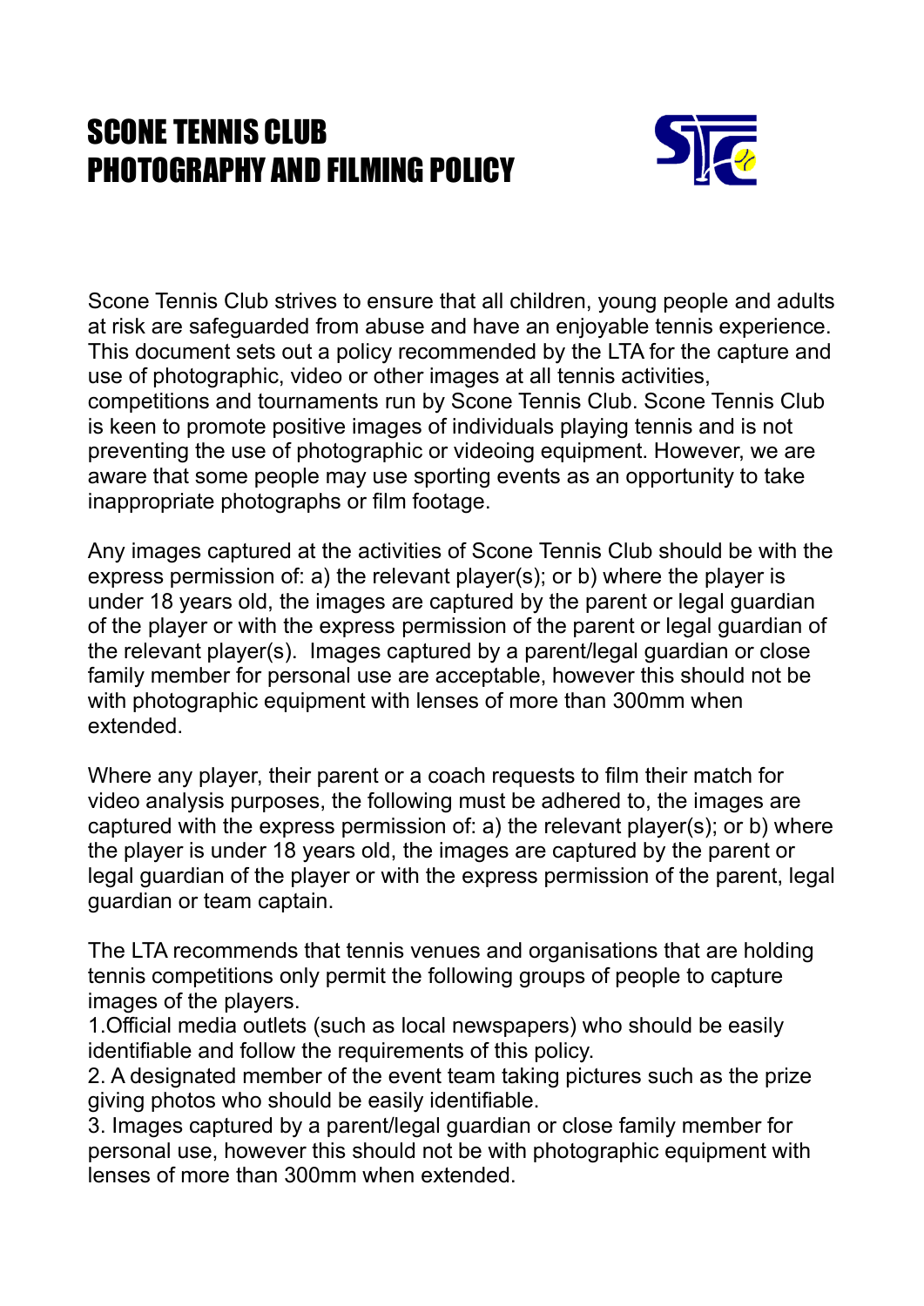# SCONE TENNIS CLUB
# PHOTOGRAPHY AND FILMING POLICY

Scone Tennis Club strives to ensure that all children, young people and adults at risk are safeguarded from abuse and have an enjoyable tennis experience. This document sets out a policy recommended by the LTA for the capture and use of photographic, video or other images at all tennis activities, competitions and tournaments run by Scone Tennis Club. Scone Tennis Club is keen to promote positive images of individuals playing tennis and is not preventing the use of photographic or videoing equipment. However, we are aware that some people may use sporting events as an opportunity to take inappropriate photographs or film footage.

Any images captured at the activities of Scone Tennis Club should be with the express permission of: a) the relevant player(s); or b) where the player is under 18 years old, the images are captured by the parent or legal guardian of the player or with the express permission of the parent or legal guardian of the relevant player(s). Images captured by a parent/legal guardian or close family member for personal use are acceptable, however this should not be with photographic equipment with lenses of more than 300mm when extended.

Where any player, their parent or a coach requests to film their match for video analysis purposes, the following must be adhered to, the images are captured with the express permission of: a) the relevant player(s); or b) where the player is under 18 years old, the images are captured by the parent or legal guardian of the player or with the express permission of the parent, legal guardian or team captain.

The LTA recommends that tennis venues and organisations that are holding tennis competitions only permit the following groups of people to capture images of the players.

1. Official media outlets (such as local newspapers) who should be easily identifiable and follow the requirements of this policy.
2. A designated member of the event team taking pictures such as the prize giving photos who should be easily identifiable.
3. Images captured by a parent/legal guardian or close family member for personal use, however this should not be with photographic equipment with lenses of more than 300mm when extended.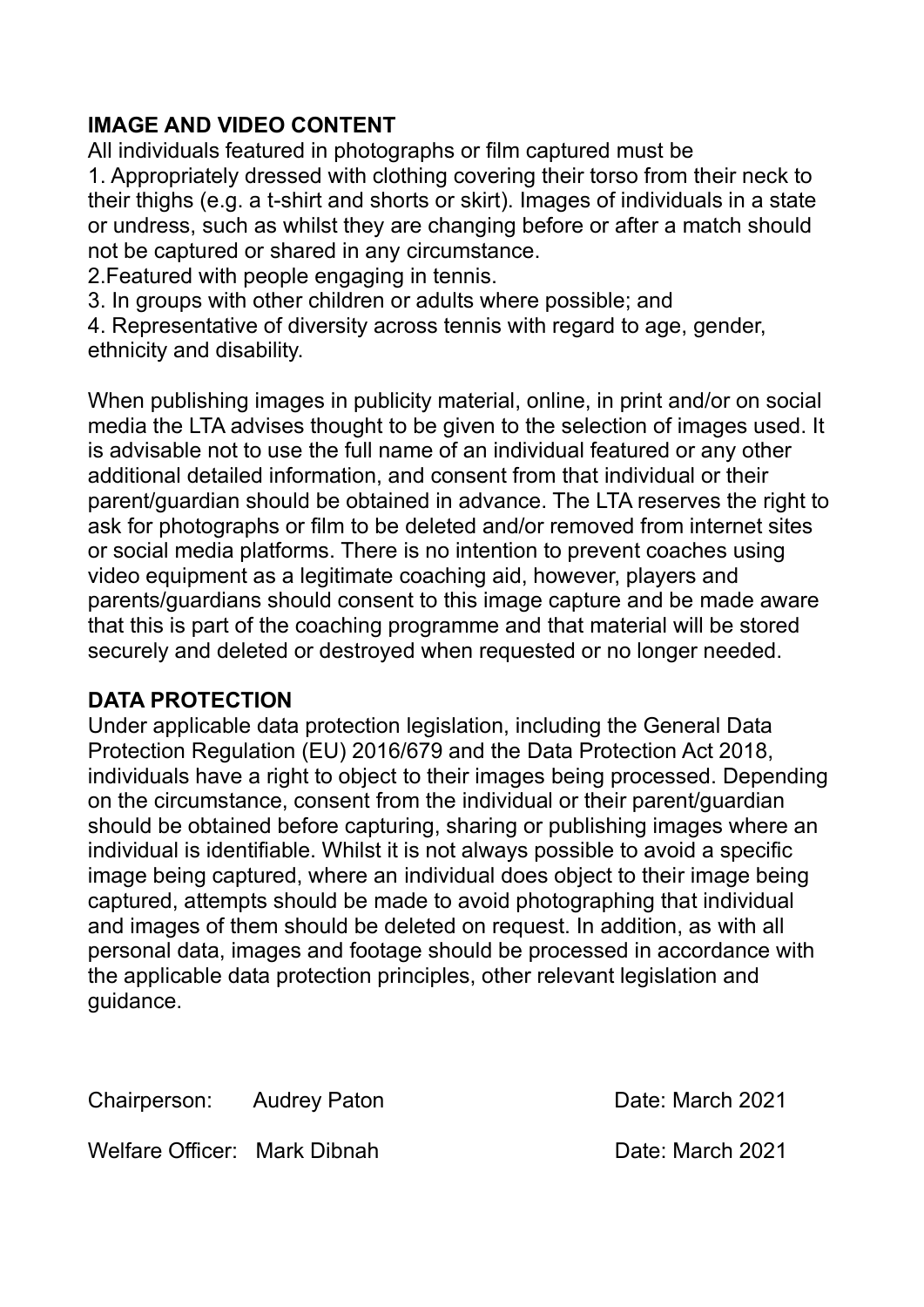## IMAGE AND VIDEO CONTENT

All individuals featured in photographs or film captured must be

1. Appropriately dressed with clothing covering their torso from their neck to their thighs (e.g. a t-shirt and shorts or skirt). Images of individuals in a state or undress, such as whilst they are changing before or after a match should not be captured or shared in any circumstance.
2. Featured with people engaging in tennis.
3. In groups with other children or adults where possible; and
4. Representative of diversity across tennis with regard to age, gender, ethnicity and disability.

When publishing images in publicity material, online, in print and/or on social media the LTA advises thought to be given to the selection of images used. It is advisable not to use the full name of an individual featured or any other additional detailed information, and consent from that individual or their parent/guardian should be obtained in advance. The LTA reserves the right to ask for photographs or film to be deleted and/or removed from internet sites or social media platforms. There is no intention to prevent coaches using video equipment as a legitimate coaching aid, however, players and parents/guardians should consent to this image capture and be made aware that this is part of the coaching programme and that material will be stored securely and deleted or destroyed when requested or no longer needed.

## DATA PROTECTION

Under applicable data protection legislation, including the General Data Protection Regulation (EU) 2016/679 and the Data Protection Act 2018, individuals have a right to object to their images being processed. Depending on the circumstance, consent from the individual or their parent/guardian should be obtained before capturing, sharing or publishing images where an individual is identifiable. Whilst it is not always possible to avoid a specific image being captured, where an individual does object to their image being captured, attempts should be made to avoid photographing that individual and images of them should be deleted on request. In addition, as with all personal data, images and footage should be processed in accordance with the applicable data protection principles, other relevant legislation and guidance.

Chairperson: Audrey Paton Date: March 2021

Welfare Officer: Mark Dibnah Date: March 2021